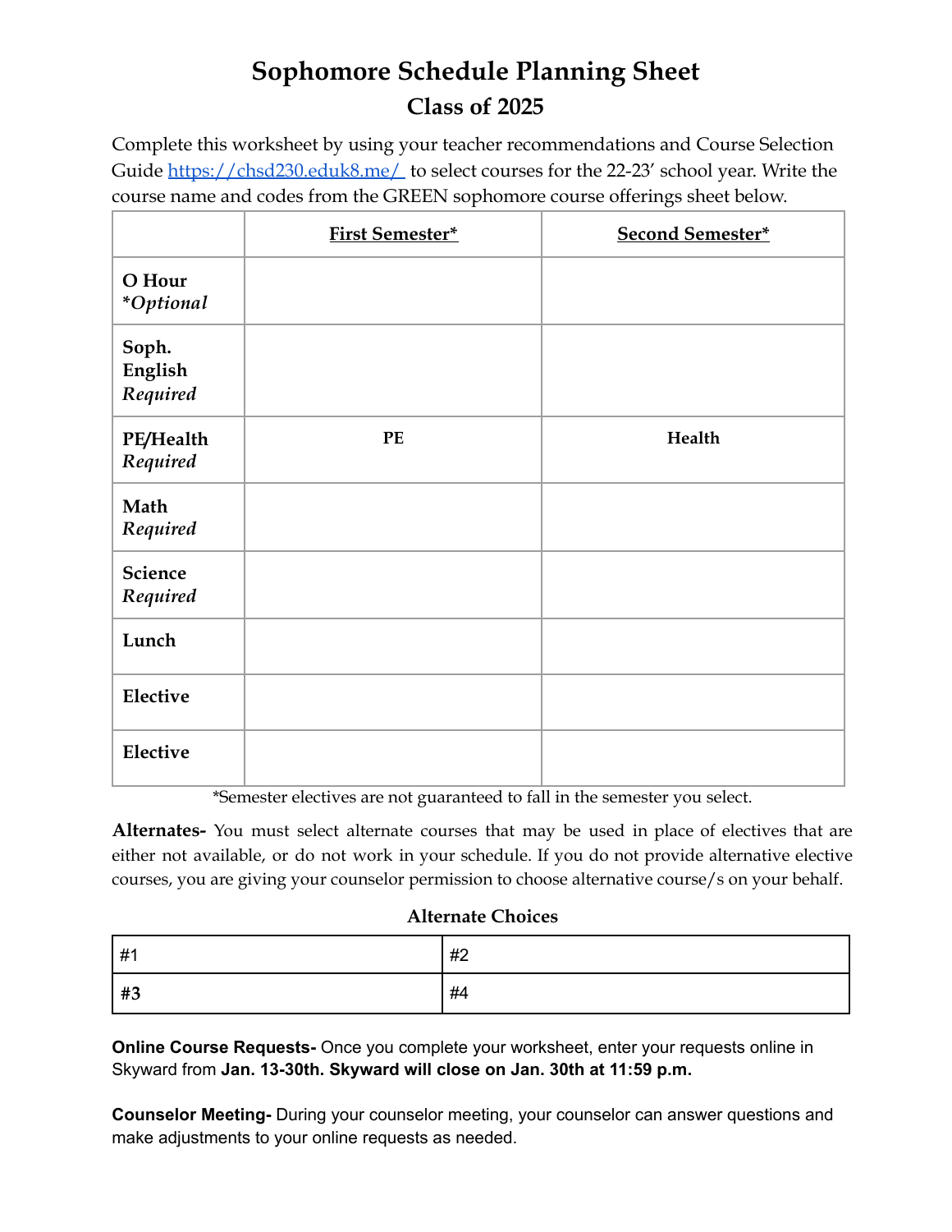# Sophomore Schedule Planning Sheet

## Class of 2025

Complete this worksheet by using your teacher recommendations and Course Selection Guide [https://chsd230.eduk8.me/](https://chsd230.eduk8.me/) to select courses for the 22-23' school year. Write the course name and codes from the GREEN sophomore course offerings sheet below.

| | First Semester* | Second Semester* |
|---|---|---|
| **O Hour** *\*Optional* | | |
| **Soph. English** *Required* | | |
| **PE/Health** *Required* | **PE** | **Health** |
| **Math** *Required* | | |
| **Science** *Required* | | |
| **Lunch** | | |
| **Elective** | | |
| **Elective** | | |

*Semester electives are not guaranteed to fall in the semester you select.

**Alternates-** You must select alternate courses that may be used in place of electives that are either not available, or do not work in your schedule. If you do not provide alternative elective courses, you are giving your counselor permission to choose alternative course/s on your behalf.

**Alternate Choices**

| | |
|---|---|
| #1 | #2 |
| #3 | #4 |

**Online Course Requests-** Once you complete your worksheet, enter your requests online in Skyward from **Jan. 13-30th. Skyward will close on Jan. 30th at 11:59 p.m.**

**Counselor Meeting-** During your counselor meeting, your counselor can answer questions and make adjustments to your online requests as needed.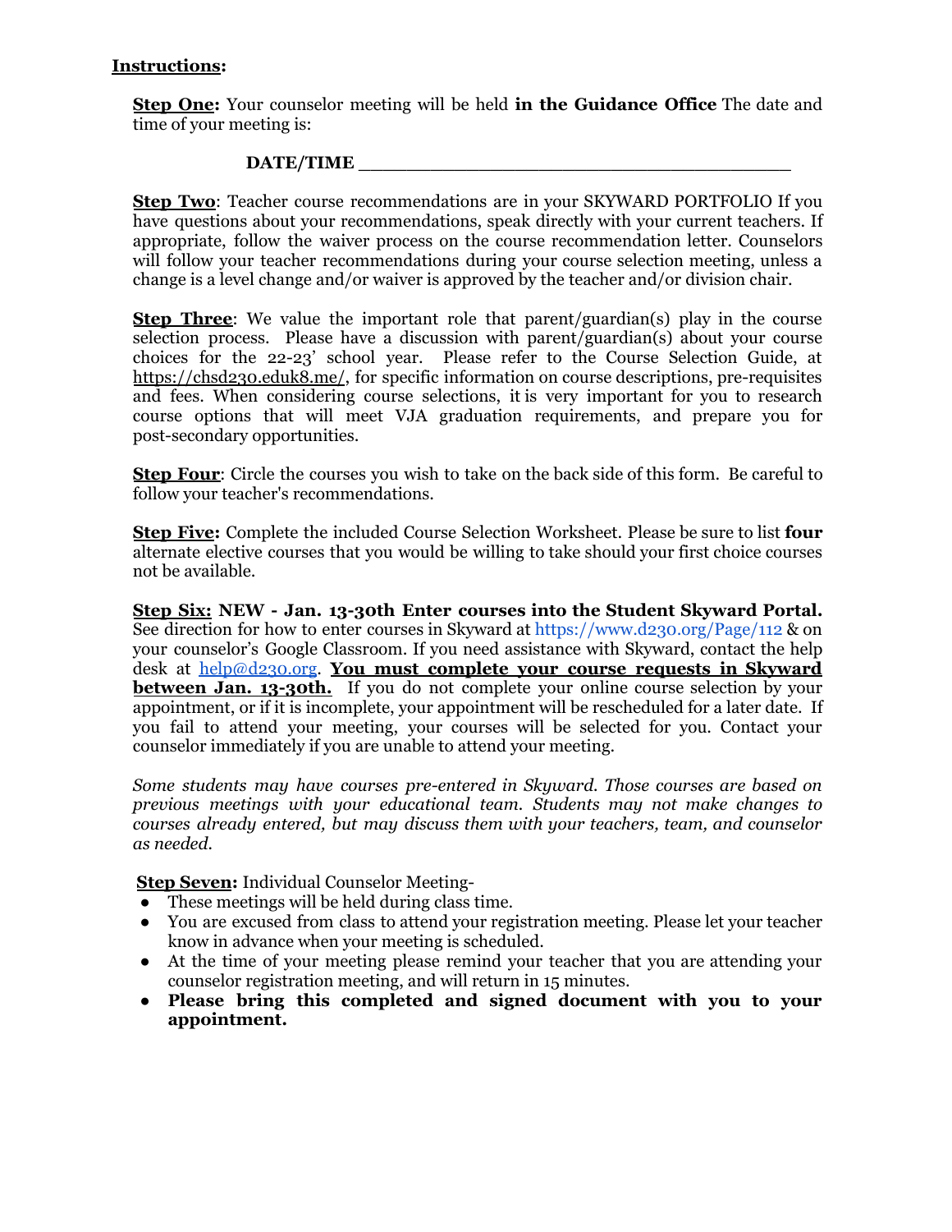**Instructions:**

**Step One:** Your counselor meeting will be held **in the Guidance Office** The date and time of your meeting is:

**DATE/TIME** ________________________________________

**Step Two**: Teacher course recommendations are in your SKYWARD PORTFOLIO If you have questions about your recommendations, speak directly with your current teachers. If appropriate, follow the waiver process on the course recommendation letter. Counselors will follow your teacher recommendations during your course selection meeting, unless a change is a level change and/or waiver is approved by the teacher and/or division chair.

**Step Three**: We value the important role that parent/guardian(s) play in the course selection process. Please have a discussion with parent/guardian(s) about your course choices for the 22-23' school year. Please refer to the Course Selection Guide, at https://chsd230.eduk8.me/, for specific information on course descriptions, pre-requisites and fees. When considering course selections, it is very important for you to research course options that will meet VJA graduation requirements, and prepare you for post-secondary opportunities.

**Step Four**: Circle the courses you wish to take on the back side of this form. Be careful to follow your teacher's recommendations.

**Step Five:** Complete the included Course Selection Worksheet. Please be sure to list **four** alternate elective courses that you would be willing to take should your first choice courses not be available.

**Step Six: NEW - Jan. 13-30th Enter courses into the Student Skyward Portal.** See direction for how to enter courses in Skyward at https://www.d230.org/Page/112 & on your counselor's Google Classroom. If you need assistance with Skyward, contact the help desk at help@d230.org. **You must complete your course requests in Skyward between Jan. 13-30th.** If you do not complete your online course selection by your appointment, or if it is incomplete, your appointment will be rescheduled for a later date. If you fail to attend your meeting, your courses will be selected for you. Contact your counselor immediately if you are unable to attend your meeting.

*Some students may have courses pre-entered in Skyward. Those courses are based on previous meetings with your educational team. Students may not make changes to courses already entered, but may discuss them with your teachers, team, and counselor as needed.*

**Step Seven:** Individual Counselor Meeting-

- These meetings will be held during class time.
- You are excused from class to attend your registration meeting. Please let your teacher know in advance when your meeting is scheduled.
- At the time of your meeting please remind your teacher that you are attending your counselor registration meeting, and will return in 15 minutes.
- **Please bring this completed and signed document with you to your appointment.**